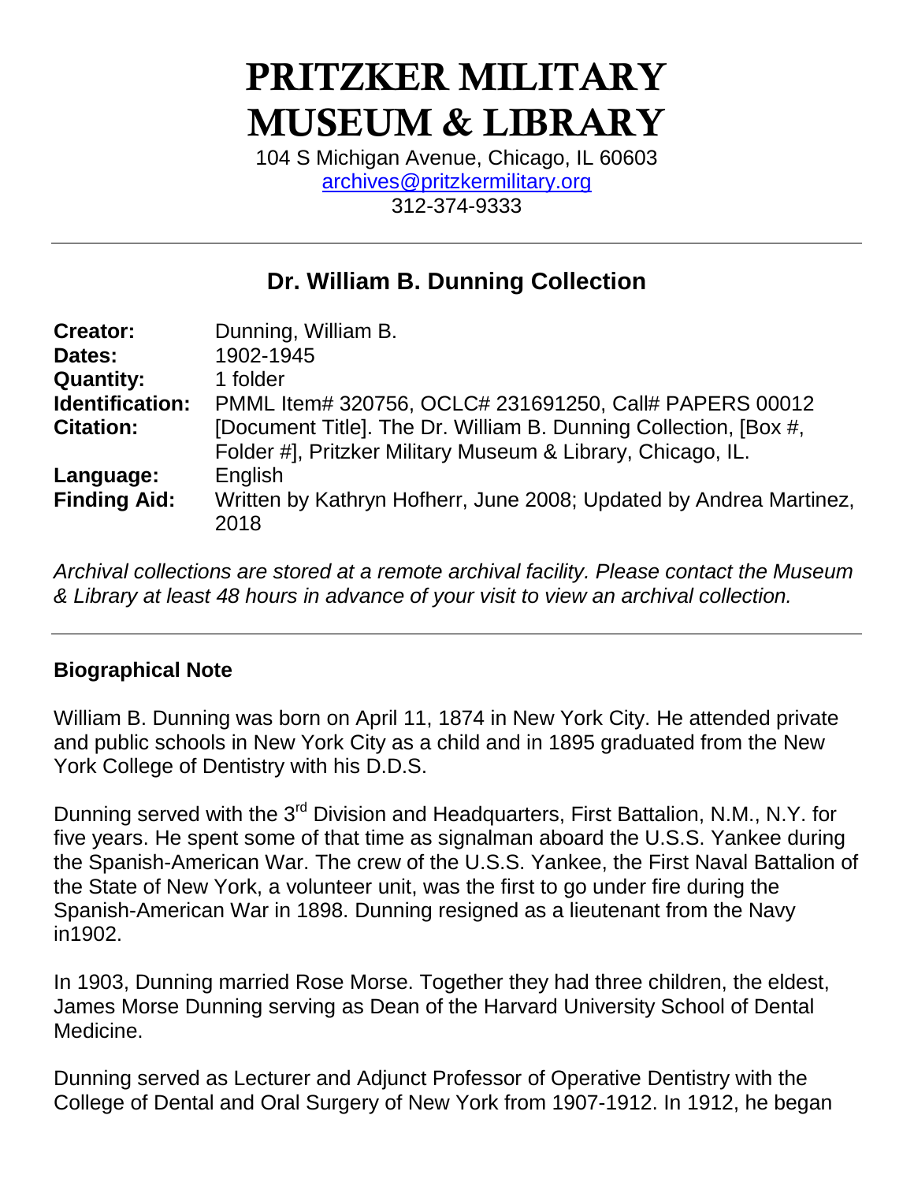# PRITZKER MILITARY MUSEUM & LIBRARY

104 S Michigan Avenue, Chicago, IL 60603
archives@pritzkermilitary.org
312-374-9333

---

## Dr. William B. Dunning Collection

| | |
|---|---|
| **Creator:** | Dunning, William B. |
| **Dates:** | 1902-1945 |
| **Quantity:** | 1 folder |
| **Identification:** | PMML Item# 320756, OCLC# 231691250, Call# PAPERS 00012 |
| **Citation:** | [Document Title]. The Dr. William B. Dunning Collection, [Box #, Folder #], Pritzker Military Museum & Library, Chicago, IL. |
| **Language:** | English |
| **Finding Aid:** | Written by Kathryn Hofherr, June 2008; Updated by Andrea Martinez, 2018 |

*Archival collections are stored at a remote archival facility. Please contact the Museum & Library at least 48 hours in advance of your visit to view an archival collection.*

---

### Biographical Note

William B. Dunning was born on April 11, 1874 in New York City. He attended private and public schools in New York City as a child and in 1895 graduated from the New York College of Dentistry with his D.D.S.

Dunning served with the 3rd Division and Headquarters, First Battalion, N.M., N.Y. for five years. He spent some of that time as signalman aboard the U.S.S. Yankee during the Spanish-American War. The crew of the U.S.S. Yankee, the First Naval Battalion of the State of New York, a volunteer unit, was the first to go under fire during the Spanish-American War in 1898. Dunning resigned as a lieutenant from the Navy in1902.

In 1903, Dunning married Rose Morse. Together they had three children, the eldest, James Morse Dunning serving as Dean of the Harvard University School of Dental Medicine.

Dunning served as Lecturer and Adjunct Professor of Operative Dentistry with the College of Dental and Oral Surgery of New York from 1907-1912. In 1912, he began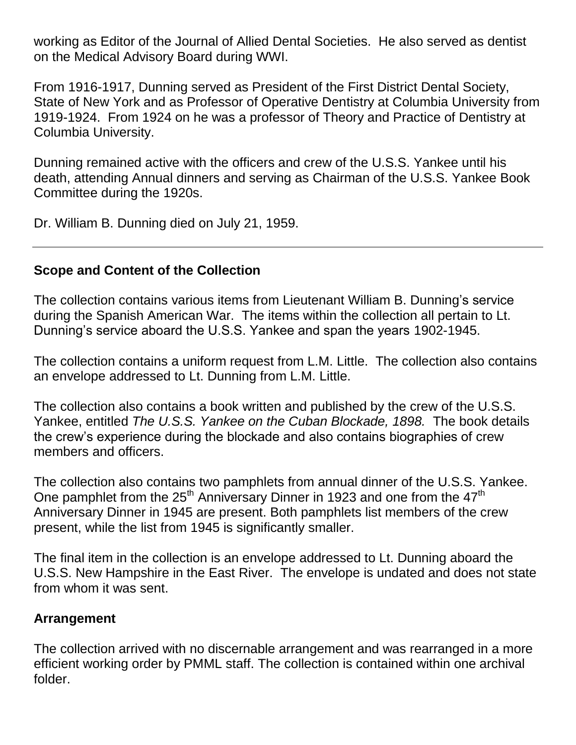working as Editor of the Journal of Allied Dental Societies. He also served as dentist on the Medical Advisory Board during WWI.

From 1916-1917, Dunning served as President of the First District Dental Society, State of New York and as Professor of Operative Dentistry at Columbia University from 1919-1924. From 1924 on he was a professor of Theory and Practice of Dentistry at Columbia University.

Dunning remained active with the officers and crew of the U.S.S. Yankee until his death, attending Annual dinners and serving as Chairman of the U.S.S. Yankee Book Committee during the 1920s.

Dr. William B. Dunning died on July 21, 1959.

---

## Scope and Content of the Collection

The collection contains various items from Lieutenant William B. Dunning's service during the Spanish American War. The items within the collection all pertain to Lt. Dunning's service aboard the U.S.S. Yankee and span the years 1902-1945.

The collection contains a uniform request from L.M. Little. The collection also contains an envelope addressed to Lt. Dunning from L.M. Little.

The collection also contains a book written and published by the crew of the U.S.S. Yankee, entitled *The U.S.S. Yankee on the Cuban Blockade, 1898.* The book details the crew's experience during the blockade and also contains biographies of crew members and officers.

The collection also contains two pamphlets from annual dinner of the U.S.S. Yankee. One pamphlet from the 25th Anniversary Dinner in 1923 and one from the 47th Anniversary Dinner in 1945 are present. Both pamphlets list members of the crew present, while the list from 1945 is significantly smaller.

The final item in the collection is an envelope addressed to Lt. Dunning aboard the U.S.S. New Hampshire in the East River. The envelope is undated and does not state from whom it was sent.

## Arrangement

The collection arrived with no discernable arrangement and was rearranged in a more efficient working order by PMML staff. The collection is contained within one archival folder.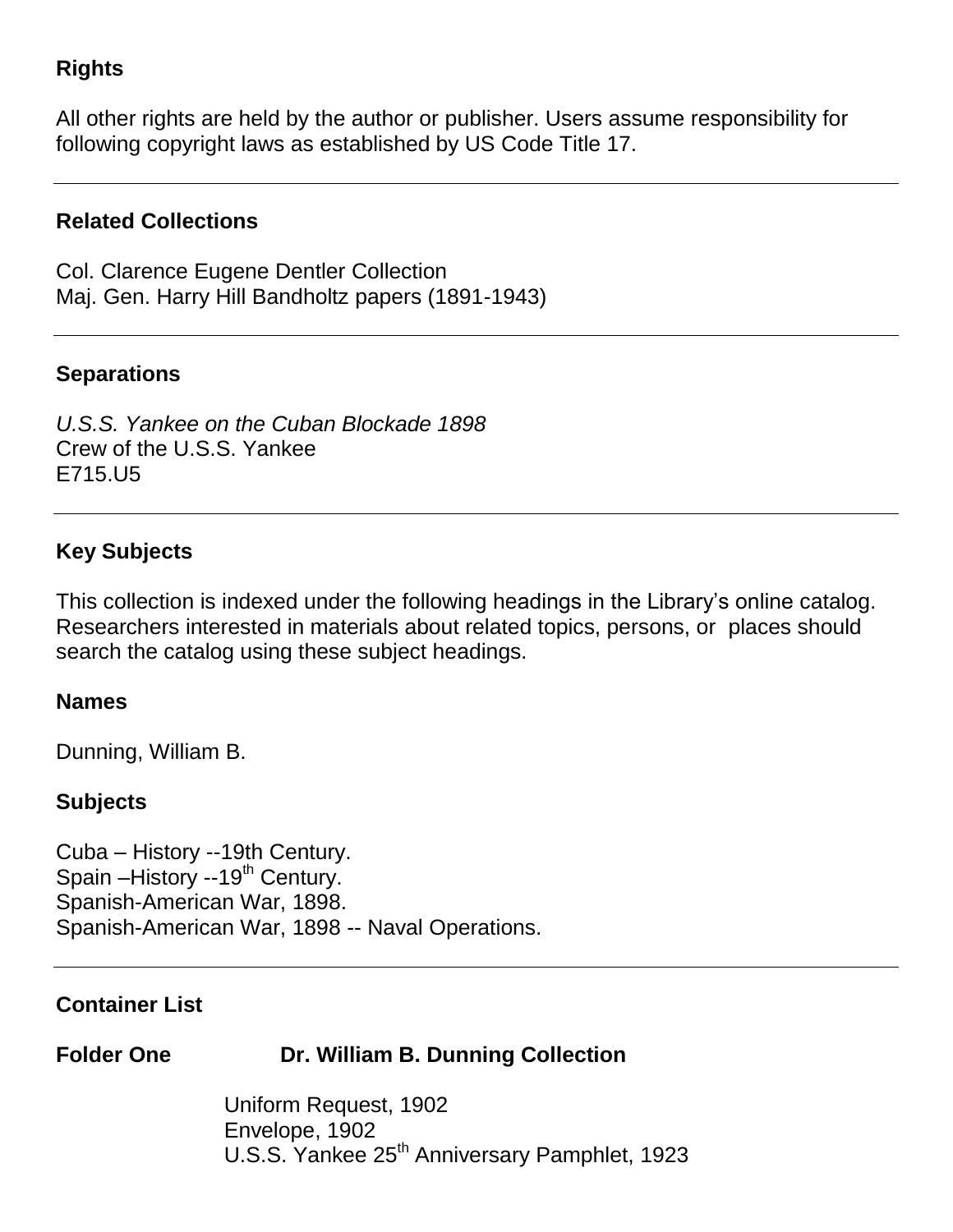## Rights

All other rights are held by the author or publisher. Users assume responsibility for following copyright laws as established by US Code Title 17.

---

## Related Collections

Col. Clarence Eugene Dentler Collection
Maj. Gen. Harry Hill Bandholtz papers (1891-1943)

---

## Separations

*U.S.S. Yankee on the Cuban Blockade 1898*
Crew of the U.S.S. Yankee
E715.U5

---

## Key Subjects

This collection is indexed under the following headings in the Library's online catalog. Researchers interested in materials about related topics, persons, or places should search the catalog using these subject headings.

### Names

Dunning, William B.

### Subjects

Cuba – History --19th Century.
Spain –History --19th Century.
Spanish-American War, 1898.
Spanish-American War, 1898 -- Naval Operations.

---

## Container List

**Folder One** **Dr. William B. Dunning Collection**

Uniform Request, 1902
Envelope, 1902
U.S.S. Yankee 25th Anniversary Pamphlet, 1923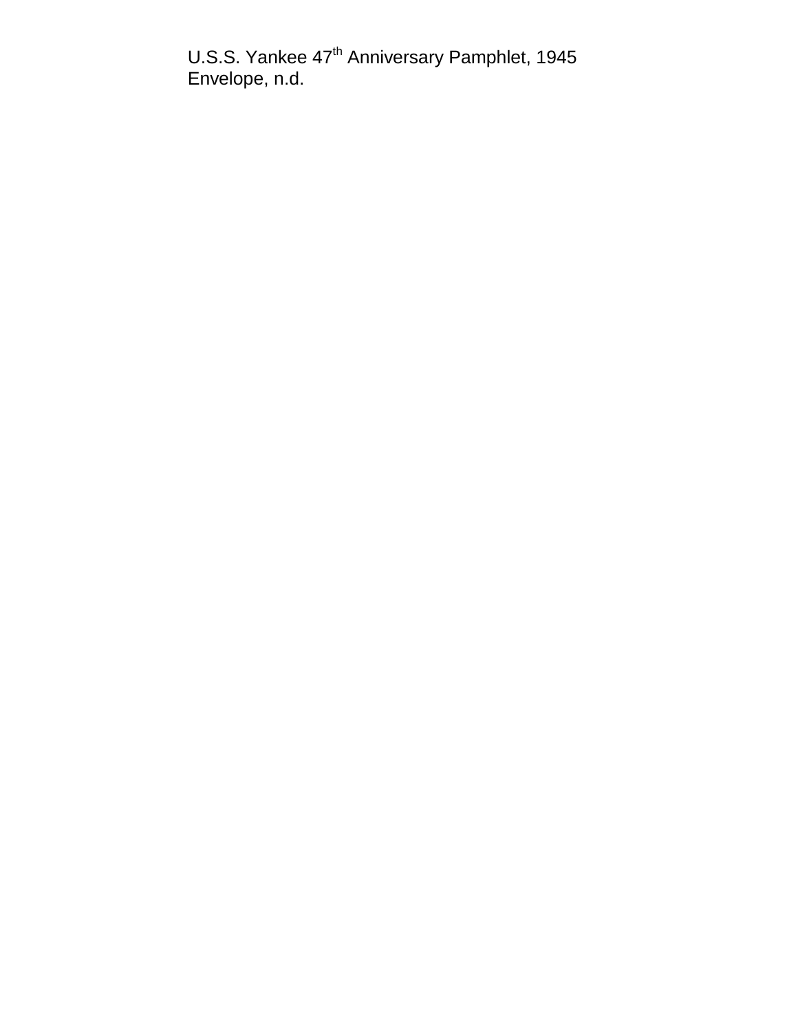U.S.S. Yankee 47th Anniversary Pamphlet, 1945
Envelope, n.d.